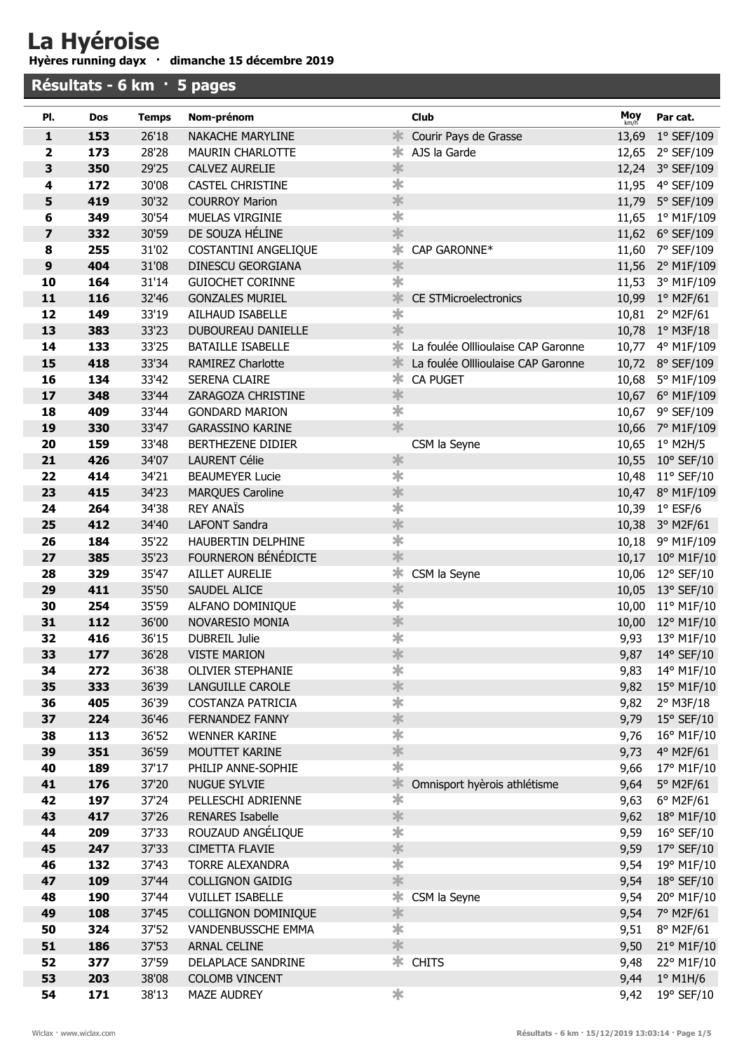# La Hyéroise

**Hyères running dayx · dimanche 15 décembre 2019**

## Résultats - 6 km · 5 pages

| Pl. | Dos | Temps | Nom-prénom | | Club | Moy km/h | Par cat. |
|---|---|---|---|---|---|---|---|
| **1** | **153** | 26'18 | NAKACHE MARYLINE | * | Courir Pays de Grasse | 13,69 | 1° SEF/109 |
| **2** | **173** | 28'28 | MAURIN CHARLOTTE | * | AJS la Garde | 12,65 | 2° SEF/109 |
| **3** | **350** | 29'25 | CALVEZ AURELIE | * | | 12,24 | 3° SEF/109 |
| **4** | **172** | 30'08 | CASTEL CHRISTINE | * | | 11,95 | 4° SEF/109 |
| **5** | **419** | 30'32 | COURROY Marion | * | | 11,79 | 5° SEF/109 |
| **6** | **349** | 30'54 | MUELAS VIRGINIE | * | | 11,65 | 1° M1F/109 |
| **7** | **332** | 30'59 | DE SOUZA HÉLINE | * | | 11,62 | 6° SEF/109 |
| **8** | **255** | 31'02 | COSTANTINI ANGELIQUE | * | CAP GARONNE* | 11,60 | 7° SEF/109 |
| **9** | **404** | 31'08 | DINESCU GEORGIANA | * | | 11,56 | 2° M1F/109 |
| **10** | **164** | 31'14 | GUIOCHET CORINNE | * | | 11,53 | 3° M1F/109 |
| **11** | **116** | 32'46 | GONZALES MURIEL | * | CE STMicroelectronics | 10,99 | 1° M2F/61 |
| **12** | **149** | 33'19 | AILHAUD ISABELLE | * | | 10,81 | 2° M2F/61 |
| **13** | **383** | 33'23 | DUBOUREAU DANIELLE | * | | 10,78 | 1° M3F/18 |
| **14** | **133** | 33'25 | BATAILLE ISABELLE | * | La foulée Ollioulaise CAP Garonne | 10,77 | 4° M1F/109 |
| **15** | **418** | 33'34 | RAMIREZ Charlotte | * | La foulée Ollioulaise CAP Garonne | 10,72 | 8° SEF/109 |
| **16** | **134** | 33'42 | SERENA CLAIRE | * | CA PUGET | 10,68 | 5° M1F/109 |
| **17** | **348** | 33'44 | ZARAGOZA CHRISTINE | * | | 10,67 | 6° M1F/109 |
| **18** | **409** | 33'44 | GONDARD MARION | * | | 10,67 | 9° SEF/109 |
| **19** | **330** | 33'47 | GARASSINO KARINE | * | | 10,66 | 7° M1F/109 |
| **20** | **159** | 33'48 | BERTHEZENE DIDIER | | CSM la Seyne | 10,65 | 1° M2H/5 |
| **21** | **426** | 34'07 | LAURENT Célie | * | | 10,55 | 10° SEF/10 |
| **22** | **414** | 34'21 | BEAUMEYER Lucie | * | | 10,48 | 11° SEF/10 |
| **23** | **415** | 34'23 | MARQUES Caroline | * | | 10,47 | 8° M1F/109 |
| **24** | **264** | 34'38 | REY ANAÏS | * | | 10,39 | 1° ESF/6 |
| **25** | **412** | 34'40 | LAFONT Sandra | * | | 10,38 | 3° M2F/61 |
| **26** | **184** | 35'22 | HAUBERTIN DELPHINE | * | | 10,18 | 9° M1F/109 |
| **27** | **385** | 35'23 | FOURNERON BÉNÉDICTE | * | | 10,17 | 10° M1F/10 |
| **28** | **329** | 35'47 | AILLET AURELIE | * | CSM la Seyne | 10,06 | 12° SEF/10 |
| **29** | **411** | 35'50 | SAUDEL ALICE | * | | 10,05 | 13° SEF/10 |
| **30** | **254** | 35'59 | ALFANO DOMINIQUE | * | | 10,00 | 11° M1F/10 |
| **31** | **112** | 36'00 | NOVARESIO MONIA | * | | 10,00 | 12° M1F/10 |
| **32** | **416** | 36'15 | DUBREIL Julie | * | | 9,93 | 13° M1F/10 |
| **33** | **177** | 36'28 | VISTE MARION | * | | 9,87 | 14° SEF/10 |
| **34** | **272** | 36'38 | OLIVIER STEPHANIE | * | | 9,83 | 14° M1F/10 |
| **35** | **333** | 36'39 | LANGUILLE CAROLE | * | | 9,82 | 15° M1F/10 |
| **36** | **405** | 36'39 | COSTANZA PATRICIA | * | | 9,82 | 2° M3F/18 |
| **37** | **224** | 36'46 | FERNANDEZ FANNY | * | | 9,79 | 15° SEF/10 |
| **38** | **113** | 36'52 | WENNER KARINE | * | | 9,76 | 16° M1F/10 |
| **39** | **351** | 36'59 | MOUTTET KARINE | * | | 9,73 | 4° M2F/61 |
| **40** | **189** | 37'17 | PHILIP ANNE-SOPHIE | * | | 9,66 | 17° M1F/10 |
| **41** | **176** | 37'20 | NUGUE SYLVIE | * | Omnisport hyèrois athlétisme | 9,64 | 5° M2F/61 |
| **42** | **197** | 37'24 | PELLESCHI ADRIENNE | * | | 9,63 | 6° M2F/61 |
| **43** | **417** | 37'26 | RENARES Isabelle | * | | 9,62 | 18° M1F/10 |
| **44** | **209** | 37'33 | ROUZAUD ANGÉLIQUE | * | | 9,59 | 16° SEF/10 |
| **45** | **247** | 37'33 | CIMETTA FLAVIE | * | | 9,59 | 17° SEF/10 |
| **46** | **132** | 37'43 | TORRE ALEXANDRA | * | | 9,54 | 19° M1F/10 |
| **47** | **109** | 37'44 | COLLIGNON GAIDIG | * | | 9,54 | 18° SEF/10 |
| **48** | **190** | 37'44 | VUILLET ISABELLE | * | CSM la Seyne | 9,54 | 20° M1F/10 |
| **49** | **108** | 37'45 | COLLIGNON DOMINIQUE | * | | 9,54 | 7° M2F/61 |
| **50** | **324** | 37'52 | VANDENBUSSCHE EMMA | * | | 9,51 | 8° M2F/61 |
| **51** | **186** | 37'53 | ARNAL CELINE | * | | 9,50 | 21° M1F/10 |
| **52** | **377** | 37'59 | DELAPLACE SANDRINE | * | CHITS | 9,48 | 22° M1F/10 |
| **53** | **203** | 38'08 | COLOMB VINCENT | | | 9,44 | 1° M1H/6 |
| **54** | **171** | 38'13 | MAZE AUDREY | * | | 9,42 | 19° SEF/10 |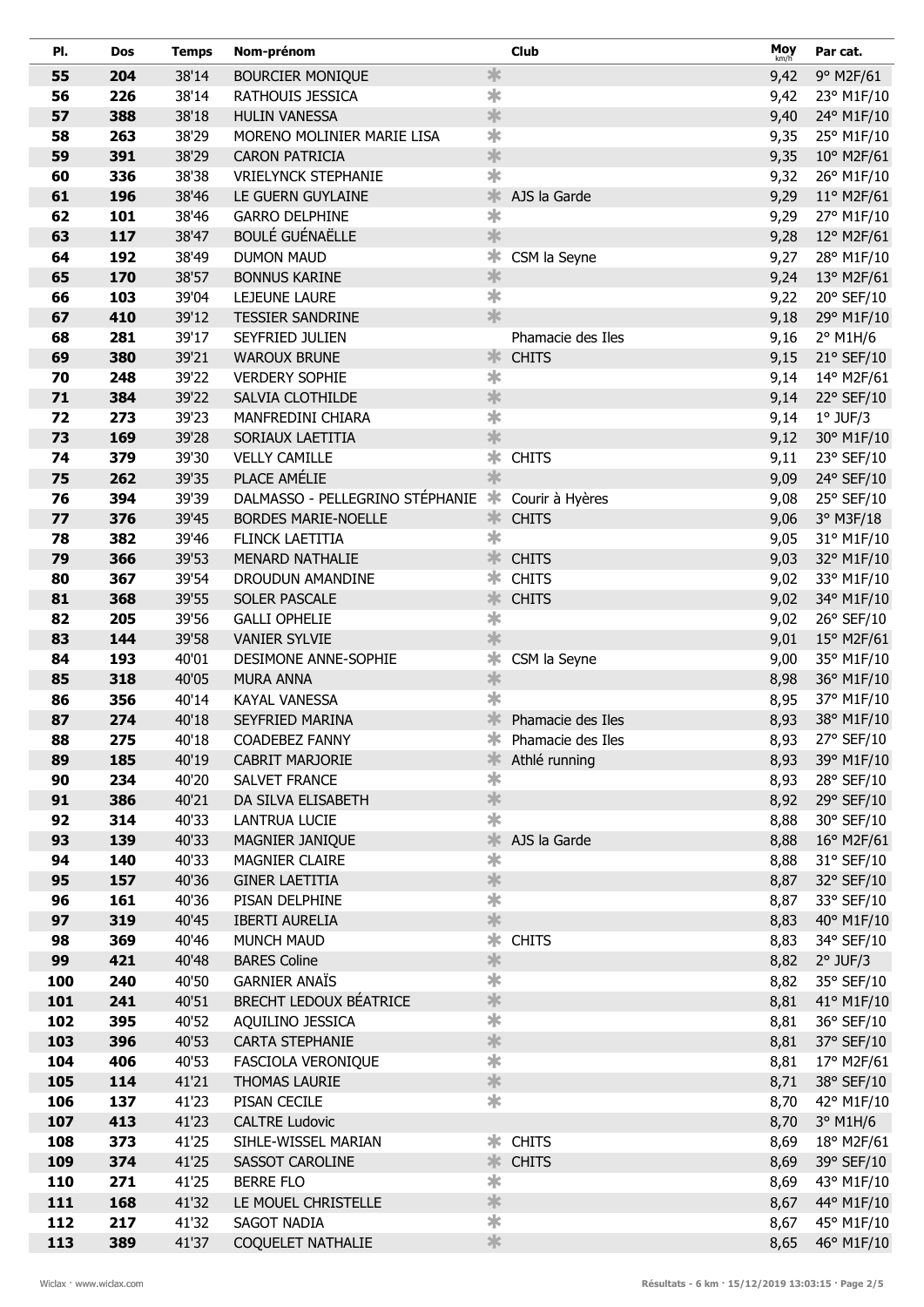| Pl. | Dos | Temps | Nom-prénom | | Club | Moy km/h | Par cat. |
|---|---|---|---|---|---|---|---|
| 55 | 204 | 38'14 | BOURCIER MONIQUE | * | | 9,42 | 9° M2F/61 |
| 56 | 226 | 38'14 | RATHOUIS JESSICA | * | | 9,42 | 23° M1F/10 |
| 57 | 388 | 38'18 | HULIN VANESSA | * | | 9,40 | 24° M1F/10 |
| 58 | 263 | 38'29 | MORENO MOLINIER MARIE LISA | * | | 9,35 | 25° M1F/10 |
| 59 | 391 | 38'29 | CARON PATRICIA | * | | 9,35 | 10° M2F/61 |
| 60 | 336 | 38'38 | VRIELYNCK STEPHANIE | * | | 9,32 | 26° M1F/10 |
| 61 | 196 | 38'46 | LE GUERN GUYLAINE | * | AJS la Garde | 9,29 | 11° M2F/61 |
| 62 | 101 | 38'46 | GARRO DELPHINE | * | | 9,29 | 27° M1F/10 |
| 63 | 117 | 38'47 | BOULÉ GUÉNAËLLE | * | | 9,28 | 12° M2F/61 |
| 64 | 192 | 38'49 | DUMON MAUD | * | CSM la Seyne | 9,27 | 28° M1F/10 |
| 65 | 170 | 38'57 | BONNUS KARINE | * | | 9,24 | 13° M2F/61 |
| 66 | 103 | 39'04 | LEJEUNE LAURE | * | | 9,22 | 20° SEF/10 |
| 67 | 410 | 39'12 | TESSIER SANDRINE | * | | 9,18 | 29° M1F/10 |
| 68 | 281 | 39'17 | SEYFRIED JULIEN | | Phamacie des Iles | 9,16 | 2° M1H/6 |
| 69 | 380 | 39'21 | WAROUX BRUNE | * | CHITS | 9,15 | 21° SEF/10 |
| 70 | 248 | 39'22 | VERDERY SOPHIE | * | | 9,14 | 14° M2F/61 |
| 71 | 384 | 39'22 | SALVIA CLOTHILDE | * | | 9,14 | 22° SEF/10 |
| 72 | 273 | 39'23 | MANFREDINI CHIARA | * | | 9,14 | 1° JUF/3 |
| 73 | 169 | 39'28 | SORIAUX LAETITIA | * | | 9,12 | 30° M1F/10 |
| 74 | 379 | 39'30 | VELLY CAMILLE | * | CHITS | 9,11 | 23° SEF/10 |
| 75 | 262 | 39'35 | PLACE AMÉLIE | * | | 9,09 | 24° SEF/10 |
| 76 | 394 | 39'39 | DALMASSO - PELLEGRINO STÉPHANIE | * | Courir à Hyères | 9,08 | 25° SEF/10 |
| 77 | 376 | 39'45 | BORDES MARIE-NOELLE | * | CHITS | 9,06 | 3° M3F/18 |
| 78 | 382 | 39'46 | FLINCK LAETITIA | * | | 9,05 | 31° M1F/10 |
| 79 | 366 | 39'53 | MENARD NATHALIE | * | CHITS | 9,03 | 32° M1F/10 |
| 80 | 367 | 39'54 | DROUDUN AMANDINE | * | CHITS | 9,02 | 33° M1F/10 |
| 81 | 368 | 39'55 | SOLER PASCALE | * | CHITS | 9,02 | 34° M1F/10 |
| 82 | 205 | 39'56 | GALLI OPHELIE | * | | 9,02 | 26° SEF/10 |
| 83 | 144 | 39'58 | VANIER SYLVIE | * | | 9,01 | 15° M2F/61 |
| 84 | 193 | 40'01 | DESIMONE ANNE-SOPHIE | * | CSM la Seyne | 9,00 | 35° M1F/10 |
| 85 | 318 | 40'05 | MURA ANNA | * | | 8,98 | 36° M1F/10 |
| 86 | 356 | 40'14 | KAYAL VANESSA | * | | 8,95 | 37° M1F/10 |
| 87 | 274 | 40'18 | SEYFRIED MARINA | * | Phamacie des Iles | 8,93 | 38° M1F/10 |
| 88 | 275 | 40'18 | COADEBEZ FANNY | * | Phamacie des Iles | 8,93 | 27° SEF/10 |
| 89 | 185 | 40'19 | CABRIT MARJORIE | * | Athlé running | 8,93 | 39° M1F/10 |
| 90 | 234 | 40'20 | SALVET FRANCE | * | | 8,93 | 28° SEF/10 |
| 91 | 386 | 40'21 | DA SILVA ELISABETH | * | | 8,92 | 29° SEF/10 |
| 92 | 314 | 40'33 | LANTRUA LUCIE | * | | 8,88 | 30° SEF/10 |
| 93 | 139 | 40'33 | MAGNIER JANIQUE | * | AJS la Garde | 8,88 | 16° M2F/61 |
| 94 | 140 | 40'33 | MAGNIER CLAIRE | * | | 8,88 | 31° SEF/10 |
| 95 | 157 | 40'36 | GINER LAETITIA | * | | 8,87 | 32° SEF/10 |
| 96 | 161 | 40'36 | PISAN DELPHINE | * | | 8,87 | 33° SEF/10 |
| 97 | 319 | 40'45 | IBERTI AURELIA | * | | 8,83 | 40° M1F/10 |
| 98 | 369 | 40'46 | MUNCH MAUD | * | CHITS | 8,83 | 34° SEF/10 |
| 99 | 421 | 40'48 | BARES Coline | * | | 8,82 | 2° JUF/3 |
| 100 | 240 | 40'50 | GARNIER ANAÏS | * | | 8,82 | 35° SEF/10 |
| 101 | 241 | 40'51 | BRECHT LEDOUX BÉATRICE | * | | 8,81 | 41° M1F/10 |
| 102 | 395 | 40'52 | AQUILINO JESSICA | * | | 8,81 | 36° SEF/10 |
| 103 | 396 | 40'53 | CARTA STEPHANIE | * | | 8,81 | 37° SEF/10 |
| 104 | 406 | 40'53 | FASCIOLA VERONIQUE | * | | 8,81 | 17° M2F/61 |
| 105 | 114 | 41'21 | THOMAS LAURIE | * | | 8,71 | 38° SEF/10 |
| 106 | 137 | 41'23 | PISAN CECILE | * | | 8,70 | 42° M1F/10 |
| 107 | 413 | 41'23 | CALTRE Ludovic | | | 8,70 | 3° M1H/6 |
| 108 | 373 | 41'25 | SIHLE-WISSEL MARIAN | * | CHITS | 8,69 | 18° M2F/61 |
| 109 | 374 | 41'25 | SASSOT CAROLINE | * | CHITS | 8,69 | 39° SEF/10 |
| 110 | 271 | 41'25 | BERRE FLO | * | | 8,69 | 43° M1F/10 |
| 111 | 168 | 41'32 | LE MOUEL CHRISTELLE | * | | 8,67 | 44° M1F/10 |
| 112 | 217 | 41'32 | SAGOT NADIA | * | | 8,67 | 45° M1F/10 |
| 113 | 389 | 41'37 | COQUELET NATHALIE | * | | 8,65 | 46° M1F/10 |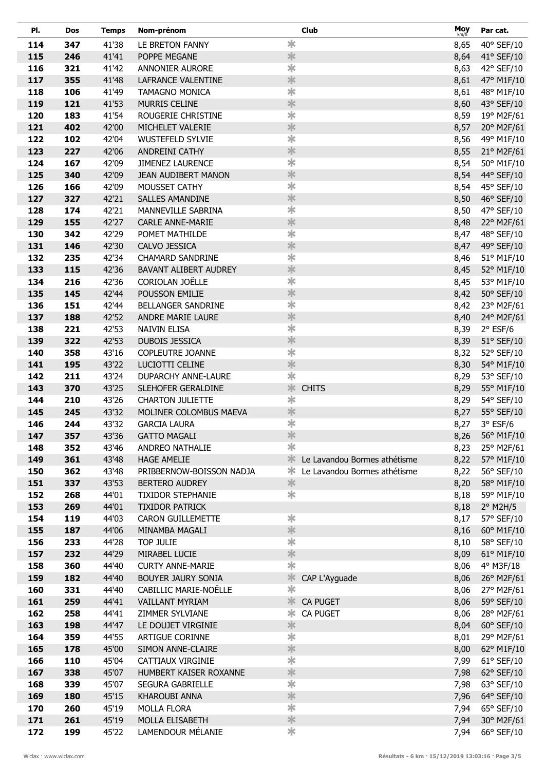| Pl. | Dos | Temps | Nom-prénom | | Club | Moy km/h | Par cat. |
|---|---|---|---|---|---|---|---|
| 114 | 347 | 41'38 | LE BRETON FANNY | * | | 8,65 | 40° SEF/10 |
| 115 | 246 | 41'41 | POPPE MEGANE | * | | 8,64 | 41° SEF/10 |
| 116 | 321 | 41'42 | ANNONIER AURORE | * | | 8,63 | 42° SEF/10 |
| 117 | 355 | 41'48 | LAFRANCE VALENTINE | * | | 8,61 | 47° M1F/10 |
| 118 | 106 | 41'49 | TAMAGNO MONICA | * | | 8,61 | 48° M1F/10 |
| 119 | 121 | 41'53 | MURRIS CELINE | * | | 8,60 | 43° SEF/10 |
| 120 | 183 | 41'54 | ROUGERIE CHRISTINE | * | | 8,59 | 19° M2F/61 |
| 121 | 402 | 42'00 | MICHELET VALERIE | * | | 8,57 | 20° M2F/61 |
| 122 | 102 | 42'04 | WUSTEFELD SYLVIE | * | | 8,56 | 49° M1F/10 |
| 123 | 227 | 42'06 | ANDREINI CATHY | * | | 8,55 | 21° M2F/61 |
| 124 | 167 | 42'09 | JIMENEZ LAURENCE | * | | 8,54 | 50° M1F/10 |
| 125 | 340 | 42'09 | JEAN AUDIBERT MANON | * | | 8,54 | 44° SEF/10 |
| 126 | 166 | 42'09 | MOUSSET CATHY | * | | 8,54 | 45° SEF/10 |
| 127 | 327 | 42'21 | SALLES AMANDINE | * | | 8,50 | 46° SEF/10 |
| 128 | 174 | 42'21 | MANNEVILLE SABRINA | * | | 8,50 | 47° SEF/10 |
| 129 | 155 | 42'27 | CARLE ANNE-MARIE | * | | 8,48 | 22° M2F/61 |
| 130 | 342 | 42'29 | POMET MATHILDE | * | | 8,47 | 48° SEF/10 |
| 131 | 146 | 42'30 | CALVO JESSICA | * | | 8,47 | 49° SEF/10 |
| 132 | 235 | 42'34 | CHAMARD SANDRINE | * | | 8,46 | 51° M1F/10 |
| 133 | 115 | 42'36 | BAVANT ALIBERT AUDREY | * | | 8,45 | 52° M1F/10 |
| 134 | 216 | 42'36 | CORIOLAN JOËLLE | * | | 8,45 | 53° M1F/10 |
| 135 | 145 | 42'44 | POUSSON EMILIE | * | | 8,42 | 50° SEF/10 |
| 136 | 151 | 42'44 | BELLANGER SANDRINE | * | | 8,42 | 23° M2F/61 |
| 137 | 188 | 42'52 | ANDRE MARIE LAURE | * | | 8,40 | 24° M2F/61 |
| 138 | 221 | 42'53 | NAIVIN ELISA | * | | 8,39 | 2° ESF/6 |
| 139 | 322 | 42'53 | DUBOIS JESSICA | * | | 8,39 | 51° SEF/10 |
| 140 | 358 | 43'16 | COPLEUTRE JOANNE | * | | 8,32 | 52° SEF/10 |
| 141 | 195 | 43'22 | LUCIOTTI CELINE | * | | 8,30 | 54° M1F/10 |
| 142 | 211 | 43'24 | DUPARCHY ANNE-LAURE | * | | 8,29 | 53° SEF/10 |
| 143 | 370 | 43'25 | SLEHOFER GERALDINE | * | CHITS | 8,29 | 55° M1F/10 |
| 144 | 210 | 43'26 | CHARTON JULIETTE | * | | 8,29 | 54° SEF/10 |
| 145 | 245 | 43'32 | MOLINER COLOMBUS MAEVA | * | | 8,27 | 55° SEF/10 |
| 146 | 244 | 43'32 | GARCIA LAURA | * | | 8,27 | 3° ESF/6 |
| 147 | 357 | 43'36 | GATTO MAGALI | * | | 8,26 | 56° M1F/10 |
| 148 | 352 | 43'46 | ANDREO NATHALIE | * | | 8,23 | 25° M2F/61 |
| 149 | 361 | 43'48 | HAGE AMELIE | * | Le Lavandou Bormes athétisme | 8,22 | 57° M1F/10 |
| 150 | 362 | 43'48 | PRIBBERNOW-BOISSON NADJA | * | Le Lavandou Bormes athétisme | 8,22 | 56° SEF/10 |
| 151 | 337 | 43'53 | BERTERO AUDREY | * | | 8,20 | 58° M1F/10 |
| 152 | 268 | 44'01 | TIXIDOR STEPHANIE | * | | 8,18 | 59° M1F/10 |
| 153 | 269 | 44'01 | TIXIDOR PATRICK | | | 8,18 | 2° M2H/5 |
| 154 | 119 | 44'03 | CARON GUILLEMETTE | * | | 8,17 | 57° SEF/10 |
| 155 | 187 | 44'06 | MINAMBA MAGALI | * | | 8,16 | 60° M1F/10 |
| 156 | 233 | 44'28 | TOP JULIE | * | | 8,10 | 58° SEF/10 |
| 157 | 232 | 44'29 | MIRABEL LUCIE | * | | 8,09 | 61° M1F/10 |
| 158 | 360 | 44'40 | CURTY ANNE-MARIE | * | | 8,06 | 4° M3F/18 |
| 159 | 182 | 44'40 | BOUYER JAURY SONIA | * | CAP L'Ayguade | 8,06 | 26° M2F/61 |
| 160 | 331 | 44'40 | CABILLIC MARIE-NOËLLE | * | | 8,06 | 27° M2F/61 |
| 161 | 259 | 44'41 | VAILLANT MYRIAM | * | CA PUGET | 8,06 | 59° SEF/10 |
| 162 | 258 | 44'41 | ZIMMER SYLVIANE | * | CA PUGET | 8,06 | 28° M2F/61 |
| 163 | 198 | 44'47 | LE DOUJET VIRGINIE | * | | 8,04 | 60° SEF/10 |
| 164 | 359 | 44'55 | ARTIGUE CORINNE | * | | 8,01 | 29° M2F/61 |
| 165 | 178 | 45'00 | SIMON ANNE-CLAIRE | * | | 8,00 | 62° M1F/10 |
| 166 | 110 | 45'04 | CATTIAUX VIRGINIE | * | | 7,99 | 61° SEF/10 |
| 167 | 338 | 45'07 | HUMBERT KAISER ROXANNE | * | | 7,98 | 62° SEF/10 |
| 168 | 339 | 45'07 | SEGURA GABRIELLE | * | | 7,98 | 63° SEF/10 |
| 169 | 180 | 45'15 | KHAROUBI ANNA | * | | 7,96 | 64° SEF/10 |
| 170 | 260 | 45'19 | MOLLA FLORA | * | | 7,94 | 65° SEF/10 |
| 171 | 261 | 45'19 | MOLLA ELISABETH | * | | 7,94 | 30° M2F/61 |
| 172 | 199 | 45'22 | LAMENDOUR MÉLANIE | * | | 7,94 | 66° SEF/10 |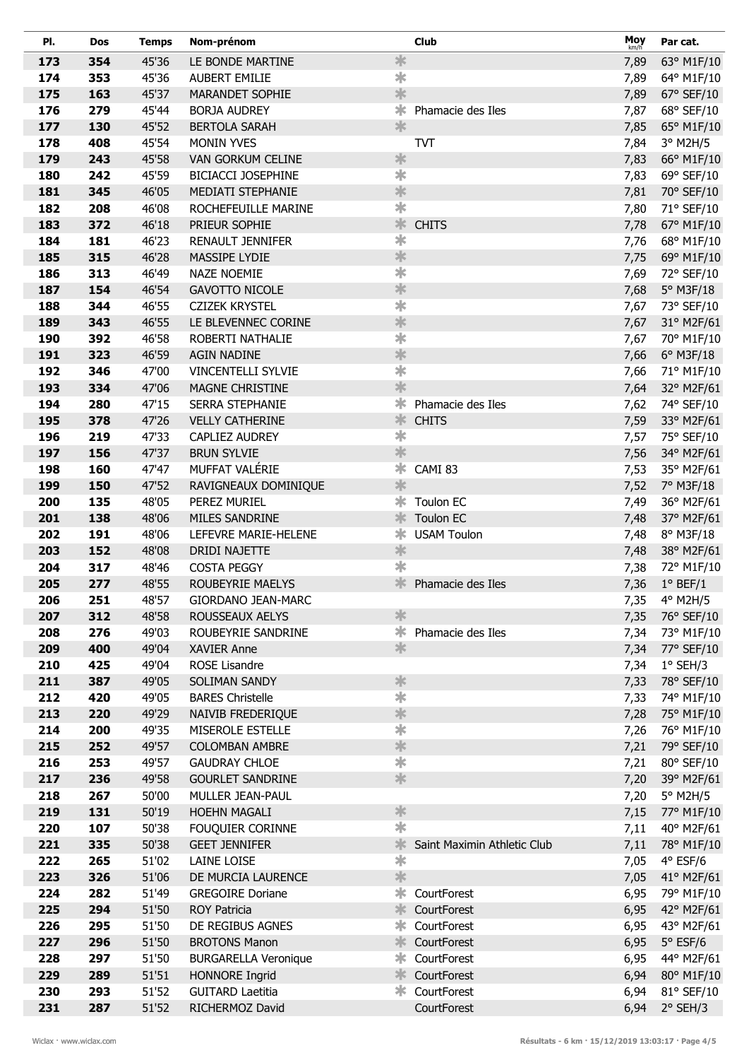| Pl. | Dos | Temps | Nom-prénom | | Club | Moy km/h | Par cat. |
|---|---|---|---|---|---|---|---|
| 173 | 354 | 45'36 | LE BONDE MARTINE | * | | 7,89 | 63° M1F/10 |
| 174 | 353 | 45'36 | AUBERT EMILIE | * | | 7,89 | 64° M1F/10 |
| 175 | 163 | 45'37 | MARANDET SOPHIE | * | | 7,89 | 67° SEF/10 |
| 176 | 279 | 45'44 | BORJA AUDREY | * | Phamacie des Iles | 7,87 | 68° SEF/10 |
| 177 | 130 | 45'52 | BERTOLA SARAH | * | | 7,85 | 65° M1F/10 |
| 178 | 408 | 45'54 | MONIN YVES | | TVT | 7,84 | 3° M2H/5 |
| 179 | 243 | 45'58 | VAN GORKUM CELINE | * | | 7,83 | 66° M1F/10 |
| 180 | 242 | 45'59 | BICIACCI JOSEPHINE | * | | 7,83 | 69° SEF/10 |
| 181 | 345 | 46'05 | MEDIATI STEPHANIE | * | | 7,81 | 70° SEF/10 |
| 182 | 208 | 46'08 | ROCHEFEUILLE MARINE | * | | 7,80 | 71° SEF/10 |
| 183 | 372 | 46'18 | PRIEUR SOPHIE | * | CHITS | 7,78 | 67° M1F/10 |
| 184 | 181 | 46'23 | RENAULT JENNIFER | * | | 7,76 | 68° M1F/10 |
| 185 | 315 | 46'28 | MASSIPE LYDIE | * | | 7,75 | 69° M1F/10 |
| 186 | 313 | 46'49 | NAZE NOEMIE | * | | 7,69 | 72° SEF/10 |
| 187 | 154 | 46'54 | GAVOTTO NICOLE | * | | 7,68 | 5° M3F/18 |
| 188 | 344 | 46'55 | CZIZEK KRYSTEL | * | | 7,67 | 73° SEF/10 |
| 189 | 343 | 46'55 | LE BLEVENNEC CORINE | * | | 7,67 | 31° M2F/61 |
| 190 | 392 | 46'58 | ROBERTI NATHALIE | * | | 7,67 | 70° M1F/10 |
| 191 | 323 | 46'59 | AGIN NADINE | * | | 7,66 | 6° M3F/18 |
| 192 | 346 | 47'00 | VINCENTELLI SYLVIE | * | | 7,66 | 71° M1F/10 |
| 193 | 334 | 47'06 | MAGNE CHRISTINE | * | | 7,64 | 32° M2F/61 |
| 194 | 280 | 47'15 | SERRA STEPHANIE | * | Phamacie des Iles | 7,62 | 74° SEF/10 |
| 195 | 378 | 47'26 | VELLY CATHERINE | * | CHITS | 7,59 | 33° M2F/61 |
| 196 | 219 | 47'33 | CAPLIEZ AUDREY | * | | 7,57 | 75° SEF/10 |
| 197 | 156 | 47'37 | BRUN SYLVIE | * | | 7,56 | 34° M2F/61 |
| 198 | 160 | 47'47 | MUFFAT VALÉRIE | * | CAMI 83 | 7,53 | 35° M2F/61 |
| 199 | 150 | 47'52 | RAVIGNEAUX DOMINIQUE | * | | 7,52 | 7° M3F/18 |
| 200 | 135 | 48'05 | PEREZ MURIEL | * | Toulon EC | 7,49 | 36° M2F/61 |
| 201 | 138 | 48'06 | MILES SANDRINE | * | Toulon EC | 7,48 | 37° M2F/61 |
| 202 | 191 | 48'06 | LEFEVRE MARIE-HELENE | * | USAM Toulon | 7,48 | 8° M3F/18 |
| 203 | 152 | 48'08 | DRIDI NAJETTE | * | | 7,48 | 38° M2F/61 |
| 204 | 317 | 48'46 | COSTA PEGGY | * | | 7,38 | 72° M1F/10 |
| 205 | 277 | 48'55 | ROUBEYRIE MAELYS | * | Phamacie des Iles | 7,36 | 1° BEF/1 |
| 206 | 251 | 48'57 | GIORDANO JEAN-MARC | | | 7,35 | 4° M2H/5 |
| 207 | 312 | 48'58 | ROUSSEAUX AELYS | * | | 7,35 | 76° SEF/10 |
| 208 | 276 | 49'03 | ROUBEYRIE SANDRINE | * | Phamacie des Iles | 7,34 | 73° M1F/10 |
| 209 | 400 | 49'04 | XAVIER Anne | * | | 7,34 | 77° SEF/10 |
| 210 | 425 | 49'04 | ROSE Lisandre | | | 7,34 | 1° SEH/3 |
| 211 | 387 | 49'05 | SOLIMAN SANDY | * | | 7,33 | 78° SEF/10 |
| 212 | 420 | 49'05 | BARES Christelle | * | | 7,33 | 74° M1F/10 |
| 213 | 220 | 49'29 | NAIVIB FREDERIQUE | * | | 7,28 | 75° M1F/10 |
| 214 | 200 | 49'35 | MISEROLE ESTELLE | * | | 7,26 | 76° M1F/10 |
| 215 | 252 | 49'57 | COLOMBAN AMBRE | * | | 7,21 | 79° SEF/10 |
| 216 | 253 | 49'57 | GAUDRAY CHLOE | * | | 7,21 | 80° SEF/10 |
| 217 | 236 | 49'58 | GOURLET SANDRINE | * | | 7,20 | 39° M2F/61 |
| 218 | 267 | 50'00 | MULLER JEAN-PAUL | | | 7,20 | 5° M2H/5 |
| 219 | 131 | 50'19 | HOEHN MAGALI | * | | 7,15 | 77° M1F/10 |
| 220 | 107 | 50'38 | FOUQUIER CORINNE | * | | 7,11 | 40° M2F/61 |
| 221 | 335 | 50'38 | GEET JENNIFER | * | Saint Maximin Athletic Club | 7,11 | 78° M1F/10 |
| 222 | 265 | 51'02 | LAINE LOISE | * | | 7,05 | 4° ESF/6 |
| 223 | 326 | 51'06 | DE MURCIA LAURENCE | * | | 7,05 | 41° M2F/61 |
| 224 | 282 | 51'49 | GREGOIRE Doriane | * | CourtForest | 6,95 | 79° M1F/10 |
| 225 | 294 | 51'50 | ROY Patricia | * | CourtForest | 6,95 | 42° M2F/61 |
| 226 | 295 | 51'50 | DE REGIBUS AGNES | * | CourtForest | 6,95 | 43° M2F/61 |
| 227 | 296 | 51'50 | BROTONS Manon | * | CourtForest | 6,95 | 5° ESF/6 |
| 228 | 297 | 51'50 | BURGARELLA Veronique | * | CourtForest | 6,95 | 44° M2F/61 |
| 229 | 289 | 51'51 | HONNORE Ingrid | * | CourtForest | 6,94 | 80° M1F/10 |
| 230 | 293 | 51'52 | GUITARD Laetitia | * | CourtForest | 6,94 | 81° SEF/10 |
| 231 | 287 | 51'52 | RICHERMOZ David | | CourtForest | 6,94 | 2° SEH/3 |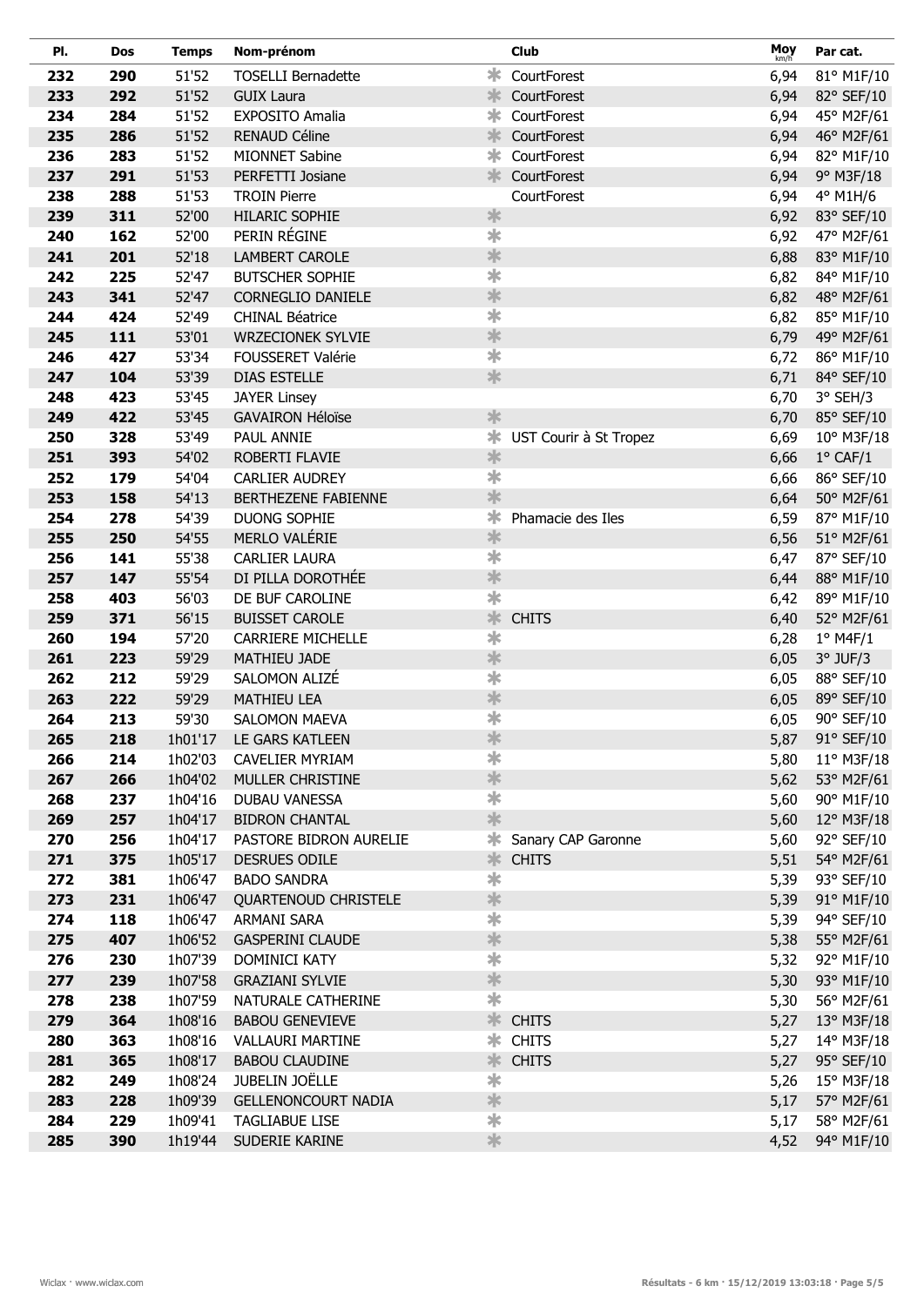| Pl. | Dos | Temps | Nom-prénom | | Club | Moy km/h | Par cat. |
| --- | --- | --- | --- | --- | --- | --- | --- |
| 232 | 290 | 51'52 | TOSELLI Bernadette | * | CourtForest | 6,94 | 81° M1F/10 |
| 233 | 292 | 51'52 | GUIX Laura | * | CourtForest | 6,94 | 82° SEF/10 |
| 234 | 284 | 51'52 | EXPOSITO Amalia | * | CourtForest | 6,94 | 45° M2F/61 |
| 235 | 286 | 51'52 | RENAUD Céline | * | CourtForest | 6,94 | 46° M2F/61 |
| 236 | 283 | 51'52 | MIONNET Sabine | * | CourtForest | 6,94 | 82° M1F/10 |
| 237 | 291 | 51'53 | PERFETTI Josiane | * | CourtForest | 6,94 | 9° M3F/18 |
| 238 | 288 | 51'53 | TROIN Pierre | | CourtForest | 6,94 | 4° M1H/6 |
| 239 | 311 | 52'00 | HILARIC SOPHIE | * | | 6,92 | 83° SEF/10 |
| 240 | 162 | 52'00 | PERIN RÉGINE | * | | 6,92 | 47° M2F/61 |
| 241 | 201 | 52'18 | LAMBERT CAROLE | * | | 6,88 | 83° M1F/10 |
| 242 | 225 | 52'47 | BUTSCHER SOPHIE | * | | 6,82 | 84° M1F/10 |
| 243 | 341 | 52'47 | CORNEGLIO DANIELE | * | | 6,82 | 48° M2F/61 |
| 244 | 424 | 52'49 | CHINAL Béatrice | * | | 6,82 | 85° M1F/10 |
| 245 | 111 | 53'01 | WRZECIONEK SYLVIE | * | | 6,79 | 49° M2F/61 |
| 246 | 427 | 53'34 | FOUSSERET Valérie | * | | 6,72 | 86° M1F/10 |
| 247 | 104 | 53'39 | DIAS ESTELLE | * | | 6,71 | 84° SEF/10 |
| 248 | 423 | 53'45 | JAYER Linsey | | | 6,70 | 3° SEH/3 |
| 249 | 422 | 53'45 | GAVAIRON Héloïse | * | | 6,70 | 85° SEF/10 |
| 250 | 328 | 53'49 | PAUL ANNIE | * | UST Courir à St Tropez | 6,69 | 10° M3F/18 |
| 251 | 393 | 54'02 | ROBERTI FLAVIE | * | | 6,66 | 1° CAF/1 |
| 252 | 179 | 54'04 | CARLIER AUDREY | * | | 6,66 | 86° SEF/10 |
| 253 | 158 | 54'13 | BERTHEZENE FABIENNE | * | | 6,64 | 50° M2F/61 |
| 254 | 278 | 54'39 | DUONG SOPHIE | * | Phamacie des Iles | 6,59 | 87° M1F/10 |
| 255 | 250 | 54'55 | MERLO VALÉRIE | * | | 6,56 | 51° M2F/61 |
| 256 | 141 | 55'38 | CARLIER LAURA | * | | 6,47 | 87° SEF/10 |
| 257 | 147 | 55'54 | DI PILLA DOROTHÉE | * | | 6,44 | 88° M1F/10 |
| 258 | 403 | 56'03 | DE BUF CAROLINE | * | | 6,42 | 89° M1F/10 |
| 259 | 371 | 56'15 | BUISSET CAROLE | * | CHITS | 6,40 | 52° M2F/61 |
| 260 | 194 | 57'20 | CARRIERE MICHELLE | * | | 6,28 | 1° M4F/1 |
| 261 | 223 | 59'29 | MATHIEU JADE | * | | 6,05 | 3° JUF/3 |
| 262 | 212 | 59'29 | SALOMON ALIZÉ | * | | 6,05 | 88° SEF/10 |
| 263 | 222 | 59'29 | MATHIEU LEA | * | | 6,05 | 89° SEF/10 |
| 264 | 213 | 59'30 | SALOMON MAEVA | * | | 6,05 | 90° SEF/10 |
| 265 | 218 | 1h01'17 | LE GARS KATLEEN | * | | 5,87 | 91° SEF/10 |
| 266 | 214 | 1h02'03 | CAVELIER MYRIAM | * | | 5,80 | 11° M3F/18 |
| 267 | 266 | 1h04'02 | MULLER CHRISTINE | * | | 5,62 | 53° M2F/61 |
| 268 | 237 | 1h04'16 | DUBAU VANESSA | * | | 5,60 | 90° M1F/10 |
| 269 | 257 | 1h04'17 | BIDRON CHANTAL | * | | 5,60 | 12° M3F/18 |
| 270 | 256 | 1h04'17 | PASTORE BIDRON AURELIE | * | Sanary CAP Garonne | 5,60 | 92° SEF/10 |
| 271 | 375 | 1h05'17 | DESRUES ODILE | * | CHITS | 5,51 | 54° M2F/61 |
| 272 | 381 | 1h06'47 | BADO SANDRA | * | | 5,39 | 93° SEF/10 |
| 273 | 231 | 1h06'47 | QUARTENOUD CHRISTELE | * | | 5,39 | 91° M1F/10 |
| 274 | 118 | 1h06'47 | ARMANI SARA | * | | 5,39 | 94° SEF/10 |
| 275 | 407 | 1h06'52 | GASPERINI CLAUDE | * | | 5,38 | 55° M2F/61 |
| 276 | 230 | 1h07'39 | DOMINICI KATY | * | | 5,32 | 92° M1F/10 |
| 277 | 239 | 1h07'58 | GRAZIANI SYLVIE | * | | 5,30 | 93° M1F/10 |
| 278 | 238 | 1h07'59 | NATURALE CATHERINE | * | | 5,30 | 56° M2F/61 |
| 279 | 364 | 1h08'16 | BABOU GENEVIEVE | * | CHITS | 5,27 | 13° M3F/18 |
| 280 | 363 | 1h08'16 | VALLAURI MARTINE | * | CHITS | 5,27 | 14° M3F/18 |
| 281 | 365 | 1h08'17 | BABOU CLAUDINE | * | CHITS | 5,27 | 95° SEF/10 |
| 282 | 249 | 1h08'24 | JUBELIN JOËLLE | * | | 5,26 | 15° M3F/18 |
| 283 | 228 | 1h09'39 | GELLENONCOURT NADIA | * | | 5,17 | 57° M2F/61 |
| 284 | 229 | 1h09'41 | TAGLIABUE LISE | * | | 5,17 | 58° M2F/61 |
| 285 | 390 | 1h19'44 | SUDERIE KARINE | * | | 4,52 | 94° M1F/10 |